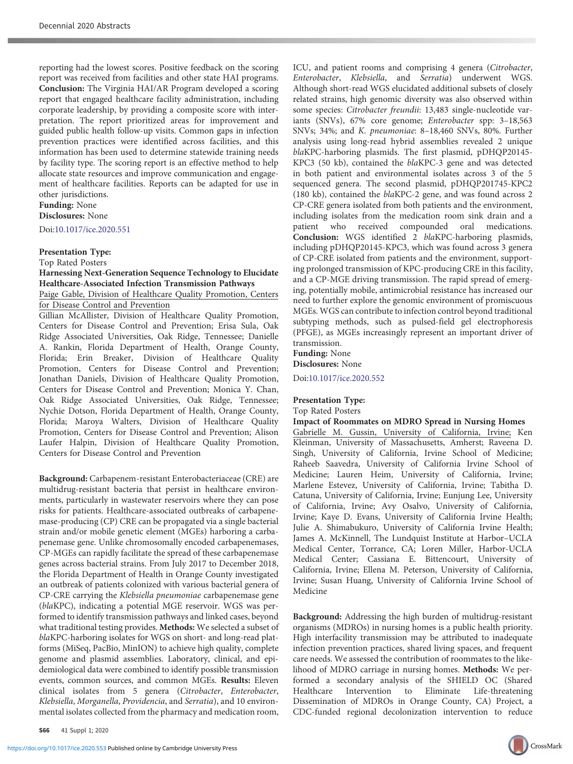reporting had the lowest scores. Positive feedback on the scoring report was received from facilities and other state HAI programs. **Conclusion:** The Virginia HAI/AR Program developed a scoring report that engaged healthcare facility administration, including corporate leadership, by providing a composite score with interpretation. The report prioritized areas for improvement and guided public health follow-up visits. Common gaps in infection prevention practices were identified across facilities, and this information has been used to determine statewide training needs by facility type. The scoring report is an effective method to help allocate state resources and improve communication and engagement of healthcare facilities. Reports can be adapted for use in other jurisdictions.

**Funding:** None

**Disclosures:** None

Doi:10.1017/ice.2020.551

**Presentation Type:**

Top Rated Posters

**Harnessing Next-Generation Sequence Technology to Elucidate Healthcare-Associated Infection Transmission Pathways**

Paige Gable, Division of Healthcare Quality Promotion, Centers for Disease Control and Prevention

Gillian McAllister, Division of Healthcare Quality Promotion, Centers for Disease Control and Prevention; Erisa Sula, Oak Ridge Associated Universities, Oak Ridge, Tennessee; Danielle A. Rankin, Florida Department of Health, Orange County, Florida; Erin Breaker, Division of Healthcare Quality Promotion, Centers for Disease Control and Prevention; Jonathan Daniels, Division of Healthcare Quality Promotion, Centers for Disease Control and Prevention; Monica Y. Chan, Oak Ridge Associated Universities, Oak Ridge, Tennessee; Nychie Dotson, Florida Department of Health, Orange County, Florida; Maroya Walters, Division of Healthcare Quality Promotion, Centers for Disease Control and Prevention; Alison Laufer Halpin, Division of Healthcare Quality Promotion, Centers for Disease Control and Prevention

**Background:** Carbapenem-resistant Enterobacteriaceae (CRE) are multidrug-resistant bacteria that persist in healthcare environments, particularly in wastewater reservoirs where they can pose risks for patients. Healthcare-associated outbreaks of carbapenemase-producing (CP) CRE can be propagated via a single bacterial strain and/or mobile genetic element (MGEs) harboring a carbapenemase gene. Unlike chromosomally encoded carbapenemases, CP-MGEs can rapidly facilitate the spread of these carbapenemase genes across bacterial strains. From July 2017 to December 2018, the Florida Department of Health in Orange County investigated an outbreak of patients colonized with various bacterial genera of CP-CRE carrying the *Klebsiella pneumoniae* carbapenemase gene (*bla*KPC), indicating a potential MGE reservoir. WGS was performed to identify transmission pathways and linked cases, beyond what traditional testing provides. **Methods:** We selected a subset of *bla*KPC-harboring isolates for WGS on short- and long-read platforms (MiSeq, PacBio, MinION) to achieve high quality, complete genome and plasmid assemblies. Laboratory, clinical, and epidemiological data were combined to identify possible transmission events, common sources, and common MGEs. **Results:** Eleven clinical isolates from 5 genera (*Citrobacter*, *Enterobacter*, *Klebsiella*, *Morganella*, *Providencia*, and *Serratia*), and 10 environmental isolates collected from the pharmacy and medication room, ICU, and patient rooms and comprising 4 genera (*Citrobacter*, *Enterobacter*, *Klebsiella*, and *Serratia*) underwent WGS. Although short-read WGS elucidated additional subsets of closely related strains, high genomic diversity was also observed within some species: *Citrobacter freundii*: 13,483 single-nucleotide variants (SNVs), 67% core genome; *Enterobacter* spp: 3–18,563 SNVs; 34%; and *K. pneumoniae*: 8–18,460 SNVs, 80%. Further analysis using long-read hybrid assemblies revealed 2 unique *bla*KPC-harboring plasmids. The first plasmid, pDHQP20145-KPC3 (50 kb), contained the *bla*KPC-3 gene and was detected in both patient and environmental isolates across 3 of the 5 sequenced genera. The second plasmid, pDHQP201745-KPC2 (180 kb), contained the *bla*KPC-2 gene, and was found across 2 CP-CRE genera isolated from both patients and the environment, including isolates from the medication room sink drain and a patient who received compounded oral medications. **Conclusion:** WGS identified 2 *bla*KPC-harboring plasmids, including pDHQP20145-KPC3, which was found across 3 genera of CP-CRE isolated from patients and the environment, supporting prolonged transmission of KPC-producing CRE in this facility, and a CP-MGE driving transmission. The rapid spread of emerging, potentially mobile, antimicrobial resistance has increased our need to further explore the genomic environment of promiscuous MGEs. WGS can contribute to infection control beyond traditional subtyping methods, such as pulsed-field gel electrophoresis (PFGE), as MGEs increasingly represent an important driver of transmission.

**Funding:** None

**Disclosures:** None

Doi:10.1017/ice.2020.552

**Presentation Type:**

Top Rated Posters

**Impact of Roommates on MDRO Spread in Nursing Homes**

Gabrielle M. Gussin, University of California, Irvine; Ken Kleinman, University of Massachusetts, Amherst; Raveena D. Singh, University of California, Irvine School of Medicine; Raheeb Saavedra, University of California Irvine School of Medicine; Lauren Heim, University of California, Irvine; Marlene Estevez, University of California, Irvine; Tabitha D. Catuna, University of California, Irvine; Eunjung Lee, University of California, Irvine; Avy Osalvo, University of California, Irvine; Kaye D. Evans, University of California Irvine Health; Julie A. Shimabukuro, University of California Irvine Health; James A. McKinnell, The Lundquist Institute at Harbor–UCLA Medical Center, Torrance, CA; Loren Miller, Harbor-UCLA Medical Center; Cassiana E. Bittencourt, University of California, Irvine; Ellena M. Peterson, University of California, Irvine; Susan Huang, University of California Irvine School of Medicine

**Background:** Addressing the high burden of multidrug-resistant organisms (MDROs) in nursing homes is a public health priority. High interfacility transmission may be attributed to inadequate infection prevention practices, shared living spaces, and frequent care needs. We assessed the contribution of roommates to the likelihood of MDRO carriage in nursing homes. **Methods:** We performed a secondary analysis of the SHIELD OC (Shared Healthcare Intervention to Eliminate Life-threatening Dissemination of MDROs in Orange County, CA) Project, a CDC-funded regional decolonization intervention to reduce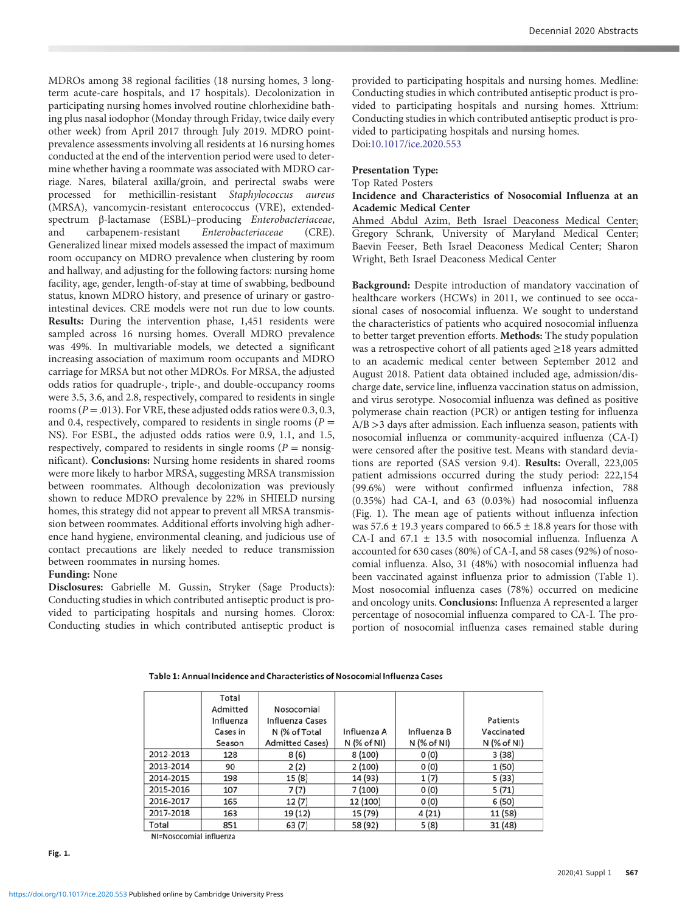MDROs among 38 regional facilities (18 nursing homes, 3 long-term acute-care hospitals, and 17 hospitals). Decolonization in participating nursing homes involved routine chlorhexidine bathing plus nasal iodophor (Monday through Friday, twice daily every other week) from April 2017 through July 2019. MDRO point-prevalence assessments involving all residents at 16 nursing homes conducted at the end of the intervention period were used to determine whether having a roommate was associated with MDRO carriage. Nares, bilateral axilla/groin, and perirectal swabs were processed for methicillin-resistant *Staphylococcus aureus* (MRSA), vancomycin-resistant enterococcus (VRE), extended-spectrum β-lactamase (ESBL)–producing *Enterobacteriaceae*, and carbapenem-resistant *Enterobacteriaceae* (CRE). Generalized linear mixed models assessed the impact of maximum room occupancy on MDRO prevalence when clustering by room and hallway, and adjusting for the following factors: nursing home facility, age, gender, length-of-stay at time of swabbing, bedbound status, known MDRO history, and presence of urinary or gastrointestinal devices. CRE models were not run due to low counts. **Results:** During the intervention phase, 1,451 residents were sampled across 16 nursing homes. Overall MDRO prevalence was 49%. In multivariable models, we detected a significant increasing association of maximum room occupants and MDRO carriage for MRSA but not other MDROs. For MRSA, the adjusted odds ratios for quadruple-, triple-, and double-occupancy rooms were 3.5, 3.6, and 2.8, respectively, compared to residents in single rooms ($P = .013$). For VRE, these adjusted odds ratios were 0.3, 0.3, and 0.4, respectively, compared to residents in single rooms ($P =$ NS). For ESBL, the adjusted odds ratios were 0.9, 1.1, and 1.5, respectively, compared to residents in single rooms ($P =$ nonsignificant). **Conclusions:** Nursing home residents in shared rooms were more likely to harbor MRSA, suggesting MRSA transmission between roommates. Although decolonization was previously shown to reduce MDRO prevalence by 22% in SHIELD nursing homes, this strategy did not appear to prevent all MRSA transmission between roommates. Additional efforts involving high adherence hand hygiene, environmental cleaning, and judicious use of contact precautions are likely needed to reduce transmission between roommates in nursing homes.

**Funding:** None

**Disclosures:** Gabrielle M. Gussin, Stryker (Sage Products): Conducting studies in which contributed antiseptic product is provided to participating hospitals and nursing homes. Clorox: Conducting studies in which contributed antiseptic product is provided to participating hospitals and nursing homes. Medline: Conducting studies in which contributed antiseptic product is provided to participating hospitals and nursing homes. Xttrium: Conducting studies in which contributed antiseptic product is provided to participating hospitals and nursing homes.

Doi:10.1017/ice.2020.553

**Presentation Type:**

Top Rated Posters

## Incidence and Characteristics of Nosocomial Influenza at an Academic Medical Center

Ahmed Abdul Azim, Beth Israel Deaconess Medical Center; Gregory Schrank, University of Maryland Medical Center; Baevin Feeser, Beth Israel Deaconess Medical Center; Sharon Wright, Beth Israel Deaconess Medical Center

**Background:** Despite introduction of mandatory vaccination of healthcare workers (HCWs) in 2011, we continued to see occasional cases of nosocomial influenza. We sought to understand the characteristics of patients who acquired nosocomial influenza to better target prevention efforts. **Methods:** The study population was a retrospective cohort of all patients aged ≥18 years admitted to an academic medical center between September 2012 and August 2018. Patient data obtained included age, admission/discharge date, service line, influenza vaccination status on admission, and virus serotype. Nosocomial influenza was defined as positive polymerase chain reaction (PCR) or antigen testing for influenza A/B >3 days after admission. Each influenza season, patients with nosocomial influenza or community-acquired influenza (CA-I) were censored after the positive test. Means with standard deviations are reported (SAS version 9.4). **Results:** Overall, 223,005 patient admissions occurred during the study period: 222,154 (99.6%) were without confirmed influenza infection, 788 (0.35%) had CA-I, and 63 (0.03%) had nosocomial influenza (Fig. 1). The mean age of patients without influenza infection was 57.6 ± 19.3 years compared to 66.5 ± 18.8 years for those with CA-I and 67.1 ± 13.5 with nosocomial influenza. Influenza A accounted for 630 cases (80%) of CA-I, and 58 cases (92%) of nosocomial influenza. Also, 31 (48%) with nosocomial influenza had been vaccinated against influenza prior to admission (Table 1). Most nosocomial influenza cases (78%) occurred on medicine and oncology units. **Conclusions:** Influenza A represented a larger percentage of nosocomial influenza compared to CA-I. The proportion of nosocomial influenza cases remained stable during

**Table 1: Annual Incidence and Characteristics of Nosocomial Influenza Cases**

| | Total Admitted Influenza Cases in Season | Nosocomial Influenza Cases N (% of Total Admitted Cases) | Influenza A N (% of NI) | Influenza B N (% of NI) | Patients Vaccinated N (% of NI) |
|---|---|---|---|---|---|
| 2012-2013 | 128 | 8 (6) | 8 (100) | 0 (0) | 3 (38) |
| 2013-2014 | 90 | 2 (2) | 2 (100) | 0 (0) | 1 (50) |
| 2014-2015 | 198 | 15 (8) | 14 (93) | 1 (7) | 5 (33) |
| 2015-2016 | 107 | 7 (7) | 7 (100) | 0 (0) | 5 (71) |
| 2016-2017 | 165 | 12 (7) | 12 (100) | 0 (0) | 6 (50) |
| 2017-2018 | 163 | 19 (12) | 15 (79) | 4 (21) | 11 (58) |
| Total | 851 | 63 (7) | 58 (92) | 5 (8) | 31 (48) |

NI=Nosocomial influenza

**Fig. 1.**